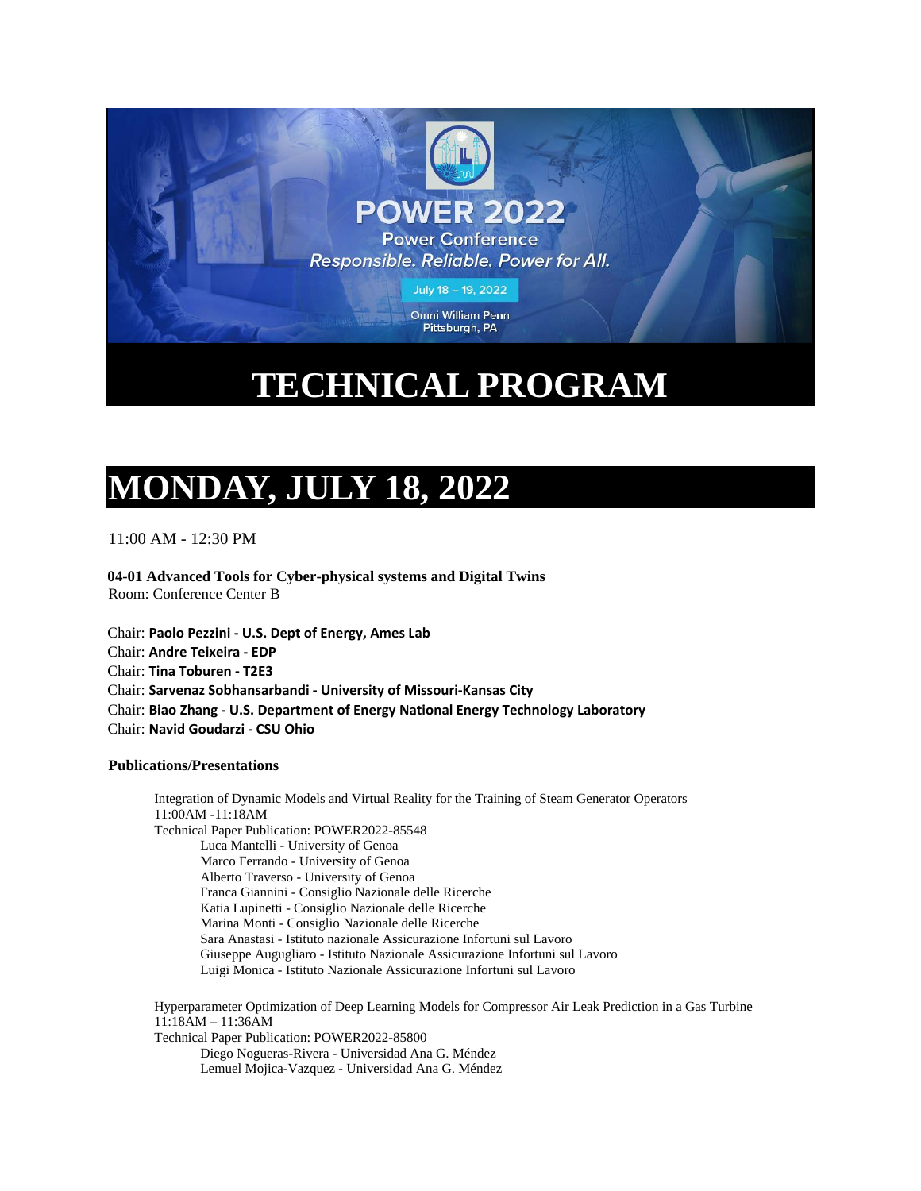POWER 2022

Power Conference

*Responsible. Reliable. Power for All.*

July 18 – 19, 2022

Omni William Penn
Pittsburgh, PA

# TECHNICAL PROGRAM

# MONDAY, JULY 18, 2022

11:00 AM - 12:30 PM

**04-01 Advanced Tools for Cyber-physical systems and Digital Twins**
Room: Conference Center B

Chair: **Paolo Pezzini - U.S. Dept of Energy, Ames Lab**
Chair: **Andre Teixeira - EDP**
Chair: **Tina Toburen - T2E3**
Chair: **Sarvenaz Sobhansarbandi - University of Missouri-Kansas City**
Chair: **Biao Zhang - U.S. Department of Energy National Energy Technology Laboratory**
Chair: **Navid Goudarzi - CSU Ohio**

**Publications/Presentations**

Integration of Dynamic Models and Virtual Reality for the Training of Steam Generator Operators
11:00AM -11:18AM
Technical Paper Publication: POWER2022-85548
- Luca Mantelli - University of Genoa
- Marco Ferrando - University of Genoa
- Alberto Traverso - University of Genoa
- Franca Giannini - Consiglio Nazionale delle Ricerche
- Katia Lupinetti - Consiglio Nazionale delle Ricerche
- Marina Monti - Consiglio Nazionale delle Ricerche
- Sara Anastasi - Istituto nazionale Assicurazione Infortuni sul Lavoro
- Giuseppe Augugliaro - Istituto Nazionale Assicurazione Infortuni sul Lavoro
- Luigi Monica - Istituto Nazionale Assicurazione Infortuni sul Lavoro

Hyperparameter Optimization of Deep Learning Models for Compressor Air Leak Prediction in a Gas Turbine
11:18AM – 11:36AM
Technical Paper Publication: POWER2022-85800
- Diego Nogueras-Rivera - Universidad Ana G. Méndez
- Lemuel Mojica-Vazquez - Universidad Ana G. Méndez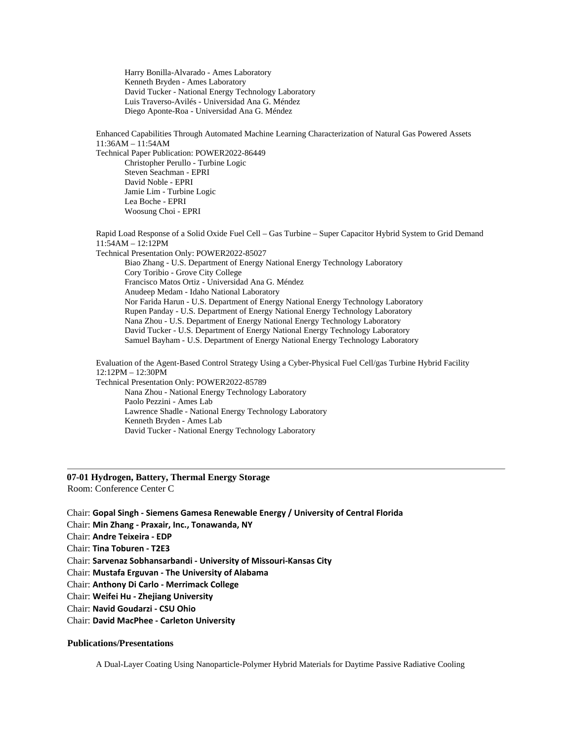Harry Bonilla-Alvarado - Ames Laboratory
Kenneth Bryden - Ames Laboratory
David Tucker - National Energy Technology Laboratory
Luis Traverso-Avilés - Universidad Ana G. Méndez
Diego Aponte-Roa - Universidad Ana G. Méndez

Enhanced Capabilities Through Automated Machine Learning Characterization of Natural Gas Powered Assets
11:36AM – 11:54AM
Technical Paper Publication: POWER2022-86449
Christopher Perullo - Turbine Logic
Steven Seachman - EPRI
David Noble - EPRI
Jamie Lim - Turbine Logic
Lea Boche - EPRI
Woosung Choi - EPRI

Rapid Load Response of a Solid Oxide Fuel Cell – Gas Turbine – Super Capacitor Hybrid System to Grid Demand
11:54AM – 12:12PM
Technical Presentation Only: POWER2022-85027
Biao Zhang - U.S. Department of Energy National Energy Technology Laboratory
Cory Toribio - Grove City College
Francisco Matos Ortiz - Universidad Ana G. Méndez
Anudeep Medam - Idaho National Laboratory
Nor Farida Harun - U.S. Department of Energy National Energy Technology Laboratory
Rupen Panday - U.S. Department of Energy National Energy Technology Laboratory
Nana Zhou - U.S. Department of Energy National Energy Technology Laboratory
David Tucker - U.S. Department of Energy National Energy Technology Laboratory
Samuel Bayham - U.S. Department of Energy National Energy Technology Laboratory

Evaluation of the Agent-Based Control Strategy Using a Cyber-Physical Fuel Cell/gas Turbine Hybrid Facility
12:12PM – 12:30PM
Technical Presentation Only: POWER2022-85789
Nana Zhou - National Energy Technology Laboratory
Paolo Pezzini - Ames Lab
Lawrence Shadle - National Energy Technology Laboratory
Kenneth Bryden - Ames Lab
David Tucker - National Energy Technology Laboratory

---

**07-01 Hydrogen, Battery, Thermal Energy Storage**
Room: Conference Center C

Chair: **Gopal Singh - Siemens Gamesa Renewable Energy / University of Central Florida**
Chair: **Min Zhang - Praxair, Inc., Tonawanda, NY**
Chair: **Andre Teixeira - EDP**
Chair: **Tina Toburen - T2E3**
Chair: **Sarvenaz Sobhansarbandi - University of Missouri-Kansas City**
Chair: **Mustafa Erguvan - The University of Alabama**
Chair: **Anthony Di Carlo - Merrimack College**
Chair: **Weifei Hu - Zhejiang University**
Chair: **Navid Goudarzi - CSU Ohio**
Chair: **David MacPhee - Carleton University**

**Publications/Presentations**

A Dual-Layer Coating Using Nanoparticle-Polymer Hybrid Materials for Daytime Passive Radiative Cooling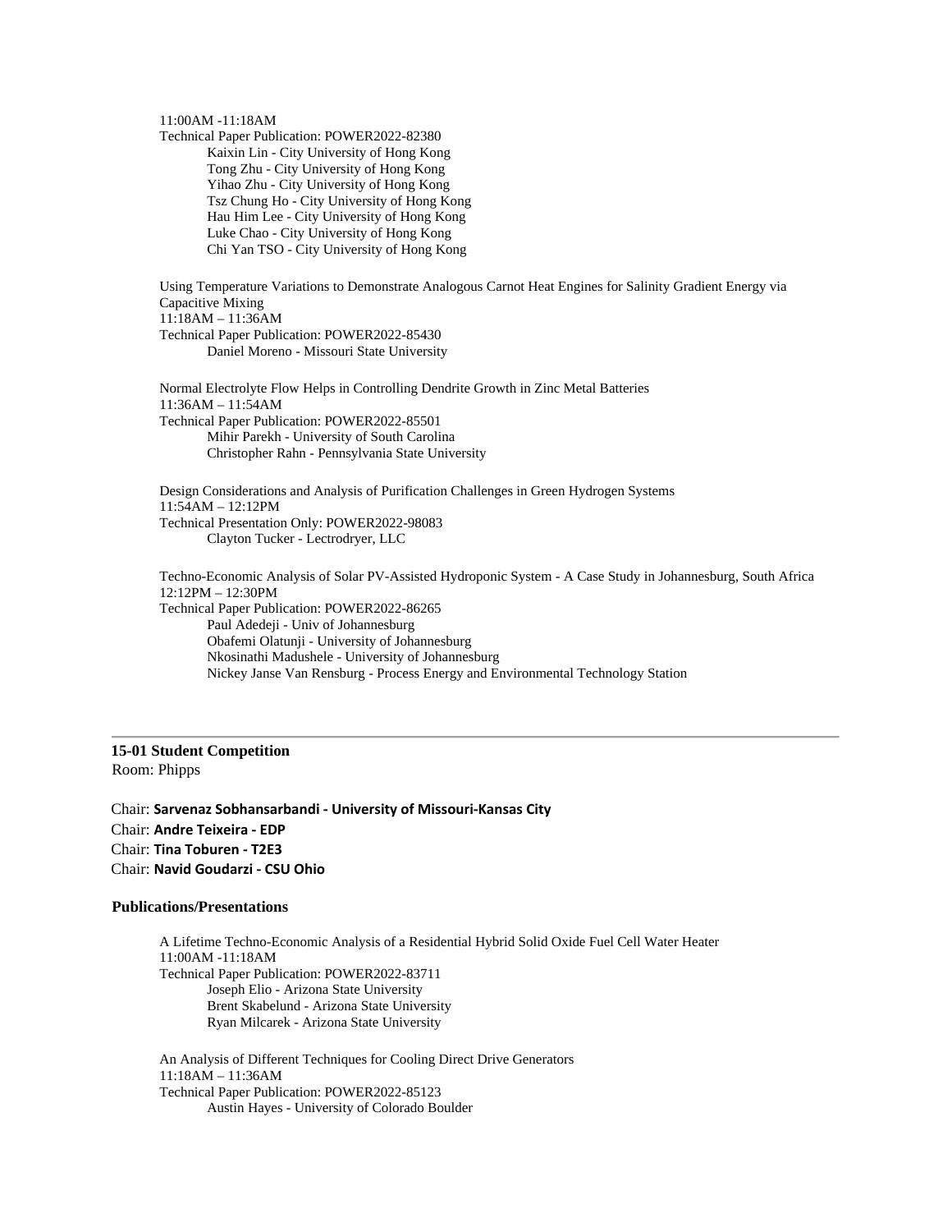11:00AM -11:18AM
Technical Paper Publication: POWER2022-82380

- Kaixin Lin - City University of Hong Kong
- Tong Zhu - City University of Hong Kong
- Yihao Zhu - City University of Hong Kong
- Tsz Chung Ho - City University of Hong Kong
- Hau Him Lee - City University of Hong Kong
- Luke Chao - City University of Hong Kong
- Chi Yan TSO - City University of Hong Kong

Using Temperature Variations to Demonstrate Analogous Carnot Heat Engines for Salinity Gradient Energy via Capacitive Mixing
11:18AM – 11:36AM
Technical Paper Publication: POWER2022-85430

- Daniel Moreno - Missouri State University

Normal Electrolyte Flow Helps in Controlling Dendrite Growth in Zinc Metal Batteries
11:36AM – 11:54AM
Technical Paper Publication: POWER2022-85501

- Mihir Parekh - University of South Carolina
- Christopher Rahn - Pennsylvania State University

Design Considerations and Analysis of Purification Challenges in Green Hydrogen Systems
11:54AM – 12:12PM
Technical Presentation Only: POWER2022-98083

- Clayton Tucker - Lectrodryer, LLC

Techno-Economic Analysis of Solar PV-Assisted Hydroponic System - A Case Study in Johannesburg, South Africa
12:12PM – 12:30PM
Technical Paper Publication: POWER2022-86265

- Paul Adedeji - Univ of Johannesburg
- Obafemi Olatunji - University of Johannesburg
- Nkosinathi Madushele - University of Johannesburg
- Nickey Janse Van Rensburg - Process Energy and Environmental Technology Station

---

## 15-01 Student Competition

Room: Phipps

Chair: **Sarvenaz Sobhansarbandi - University of Missouri-Kansas City**
Chair: **Andre Teixeira - EDP**
Chair: **Tina Toburen - T2E3**
Chair: **Navid Goudarzi - CSU Ohio**

### Publications/Presentations

A Lifetime Techno-Economic Analysis of a Residential Hybrid Solid Oxide Fuel Cell Water Heater
11:00AM -11:18AM
Technical Paper Publication: POWER2022-83711

- Joseph Elio - Arizona State University
- Brent Skabelund - Arizona State University
- Ryan Milcarek - Arizona State University

An Analysis of Different Techniques for Cooling Direct Drive Generators
11:18AM – 11:36AM
Technical Paper Publication: POWER2022-85123

- Austin Hayes - University of Colorado Boulder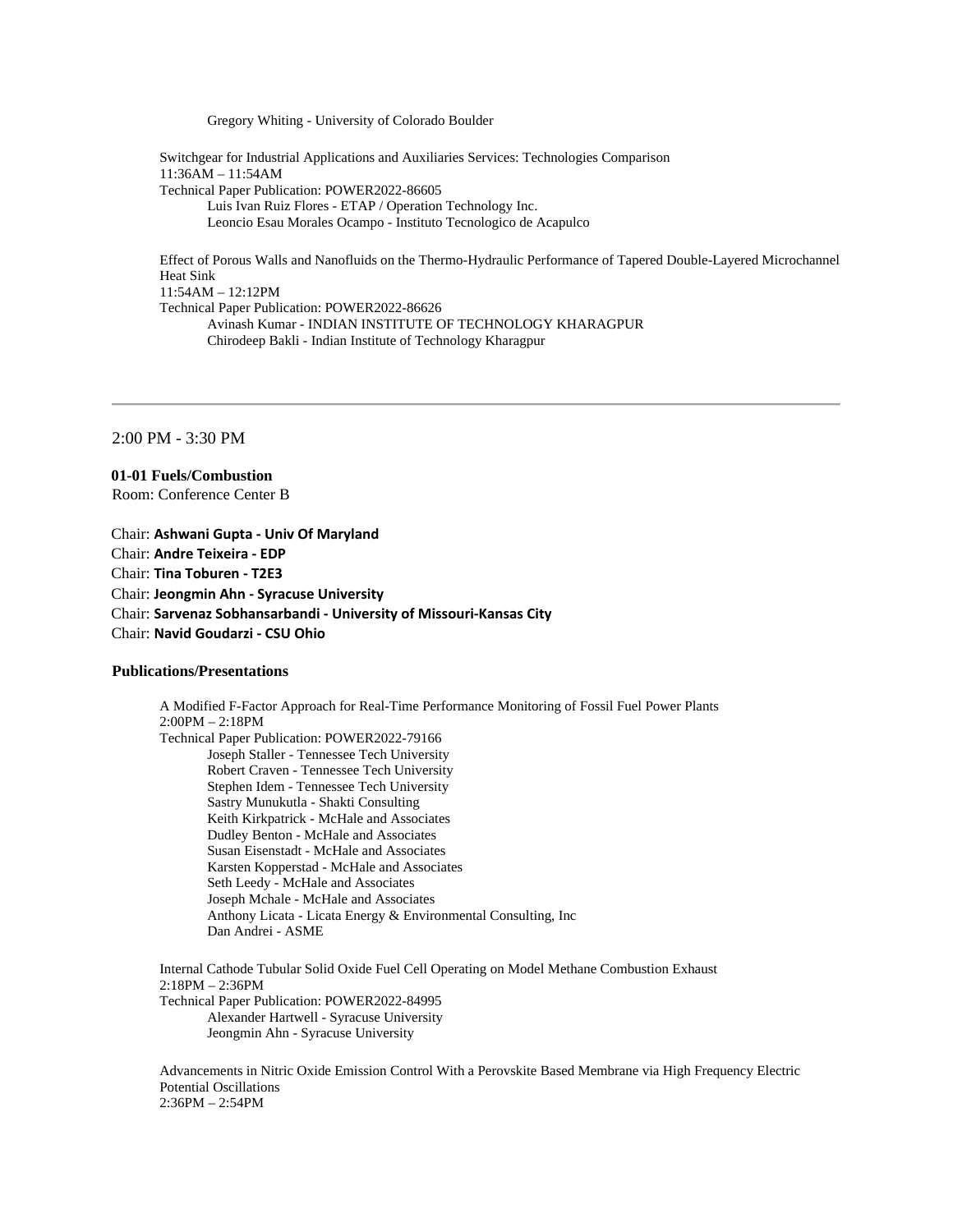Gregory Whiting - University of Colorado Boulder

Switchgear for Industrial Applications and Auxiliaries Services: Technologies Comparison
11:36AM – 11:54AM
Technical Paper Publication: POWER2022-86605
Luis Ivan Ruiz Flores - ETAP / Operation Technology Inc.
Leoncio Esau Morales Ocampo - Instituto Tecnologico de Acapulco

Effect of Porous Walls and Nanofluids on the Thermo-Hydraulic Performance of Tapered Double-Layered Microchannel Heat Sink
11:54AM – 12:12PM
Technical Paper Publication: POWER2022-86626
Avinash Kumar - INDIAN INSTITUTE OF TECHNOLOGY KHARAGPUR
Chirodeep Bakli - Indian Institute of Technology Kharagpur

---

2:00 PM - 3:30 PM

**01-01 Fuels/Combustion**
Room: Conference Center B

Chair: **Ashwani Gupta - Univ Of Maryland**
Chair: **Andre Teixeira - EDP**
Chair: **Tina Toburen - T2E3**
Chair: **Jeongmin Ahn - Syracuse University**
Chair: **Sarvenaz Sobhansarbandi - University of Missouri-Kansas City**
Chair: **Navid Goudarzi - CSU Ohio**

**Publications/Presentations**

A Modified F-Factor Approach for Real-Time Performance Monitoring of Fossil Fuel Power Plants
2:00PM – 2:18PM
Technical Paper Publication: POWER2022-79166
Joseph Staller - Tennessee Tech University
Robert Craven - Tennessee Tech University
Stephen Idem - Tennessee Tech University
Sastry Munukutla - Shakti Consulting
Keith Kirkpatrick - McHale and Associates
Dudley Benton - McHale and Associates
Susan Eisenstadt - McHale and Associates
Karsten Kopperstad - McHale and Associates
Seth Leedy - McHale and Associates
Joseph Mchale - McHale and Associates
Anthony Licata - Licata Energy & Environmental Consulting, Inc
Dan Andrei - ASME

Internal Cathode Tubular Solid Oxide Fuel Cell Operating on Model Methane Combustion Exhaust
2:18PM – 2:36PM
Technical Paper Publication: POWER2022-84995
Alexander Hartwell - Syracuse University
Jeongmin Ahn - Syracuse University

Advancements in Nitric Oxide Emission Control With a Perovskite Based Membrane via High Frequency Electric Potential Oscillations
2:36PM – 2:54PM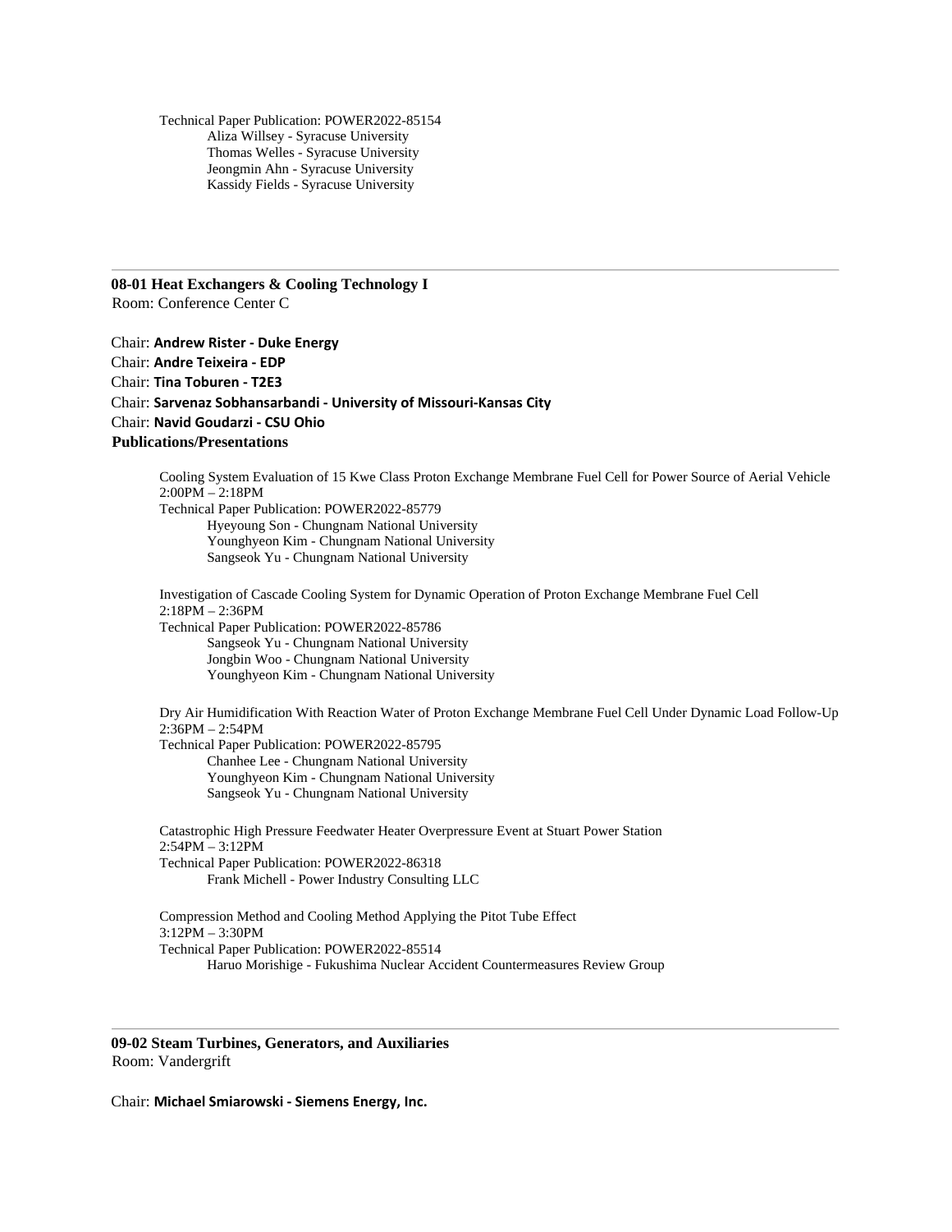Technical Paper Publication: POWER2022-85154
Aliza Willsey - Syracuse University
Thomas Welles - Syracuse University
Jeongmin Ahn - Syracuse University
Kassidy Fields - Syracuse University

---

### 08-01 Heat Exchangers & Cooling Technology I

Room: Conference Center C

Chair: **Andrew Rister - Duke Energy**
Chair: **Andre Teixeira - EDP**
Chair: **Tina Toburen - T2E3**
Chair: **Sarvenaz Sobhansarbandi - University of Missouri-Kansas City**
Chair: **Navid Goudarzi - CSU Ohio**

**Publications/Presentations**

Cooling System Evaluation of 15 Kwe Class Proton Exchange Membrane Fuel Cell for Power Source of Aerial Vehicle
2:00PM – 2:18PM
Technical Paper Publication: POWER2022-85779
Hyeyoung Son - Chungnam National University
Younghyeon Kim - Chungnam National University
Sangseok Yu - Chungnam National University

Investigation of Cascade Cooling System for Dynamic Operation of Proton Exchange Membrane Fuel Cell
2:18PM – 2:36PM
Technical Paper Publication: POWER2022-85786
Sangseok Yu - Chungnam National University
Jongbin Woo - Chungnam National University
Younghyeon Kim - Chungnam National University

Dry Air Humidification With Reaction Water of Proton Exchange Membrane Fuel Cell Under Dynamic Load Follow-Up
2:36PM – 2:54PM
Technical Paper Publication: POWER2022-85795
Chanhee Lee - Chungnam National University
Younghyeon Kim - Chungnam National University
Sangseok Yu - Chungnam National University

Catastrophic High Pressure Feedwater Heater Overpressure Event at Stuart Power Station
2:54PM – 3:12PM
Technical Paper Publication: POWER2022-86318
Frank Michell - Power Industry Consulting LLC

Compression Method and Cooling Method Applying the Pitot Tube Effect
3:12PM – 3:30PM
Technical Paper Publication: POWER2022-85514
Haruo Morishige - Fukushima Nuclear Accident Countermeasures Review Group

---

### 09-02 Steam Turbines, Generators, and Auxiliaries

Room: Vandergrift

Chair: **Michael Smiarowski - Siemens Energy, Inc.**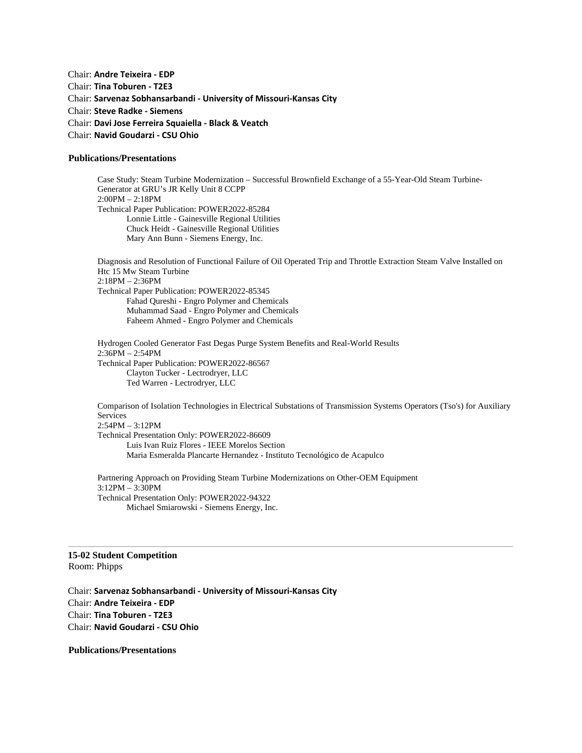Chair: **Andre Teixeira - EDP**
Chair: **Tina Toburen - T2E3**
Chair: **Sarvenaz Sobhansarbandi - University of Missouri-Kansas City**
Chair: **Steve Radke - Siemens**
Chair: **Davi Jose Ferreira Squaiella - Black & Veatch**
Chair: **Navid Goudarzi - CSU Ohio**

**Publications/Presentations**

Case Study: Steam Turbine Modernization – Successful Brownfield Exchange of a 55-Year-Old Steam Turbine-Generator at GRU's JR Kelly Unit 8 CCPP
2:00PM – 2:18PM
Technical Paper Publication: POWER2022-85284
- Lonnie Little - Gainesville Regional Utilities
- Chuck Heidt - Gainesville Regional Utilities
- Mary Ann Bunn - Siemens Energy, Inc.

Diagnosis and Resolution of Functional Failure of Oil Operated Trip and Throttle Extraction Steam Valve Installed on Htc 15 Mw Steam Turbine
2:18PM – 2:36PM
Technical Paper Publication: POWER2022-85345
- Fahad Qureshi - Engro Polymer and Chemicals
- Muhammad Saad - Engro Polymer and Chemicals
- Faheem Ahmed - Engro Polymer and Chemicals

Hydrogen Cooled Generator Fast Degas Purge System Benefits and Real-World Results
2:36PM – 2:54PM
Technical Paper Publication: POWER2022-86567
- Clayton Tucker - Lectrodryer, LLC
- Ted Warren - Lectrodryer, LLC

Comparison of Isolation Technologies in Electrical Substations of Transmission Systems Operators (Tso's) for Auxiliary Services
2:54PM – 3:12PM
Technical Presentation Only: POWER2022-86609
- Luis Ivan Ruiz Flores - IEEE Morelos Section
- Maria Esmeralda Plancarte Hernandez - Instituto Tecnológico de Acapulco

Partnering Approach on Providing Steam Turbine Modernizations on Other-OEM Equipment
3:12PM – 3:30PM
Technical Presentation Only: POWER2022-94322
- Michael Smiarowski - Siemens Energy, Inc.

---

**15-02 Student Competition**
Room: Phipps

Chair: **Sarvenaz Sobhansarbandi - University of Missouri-Kansas City**
Chair: **Andre Teixeira - EDP**
Chair: **Tina Toburen - T2E3**
Chair: **Navid Goudarzi - CSU Ohio**

**Publications/Presentations**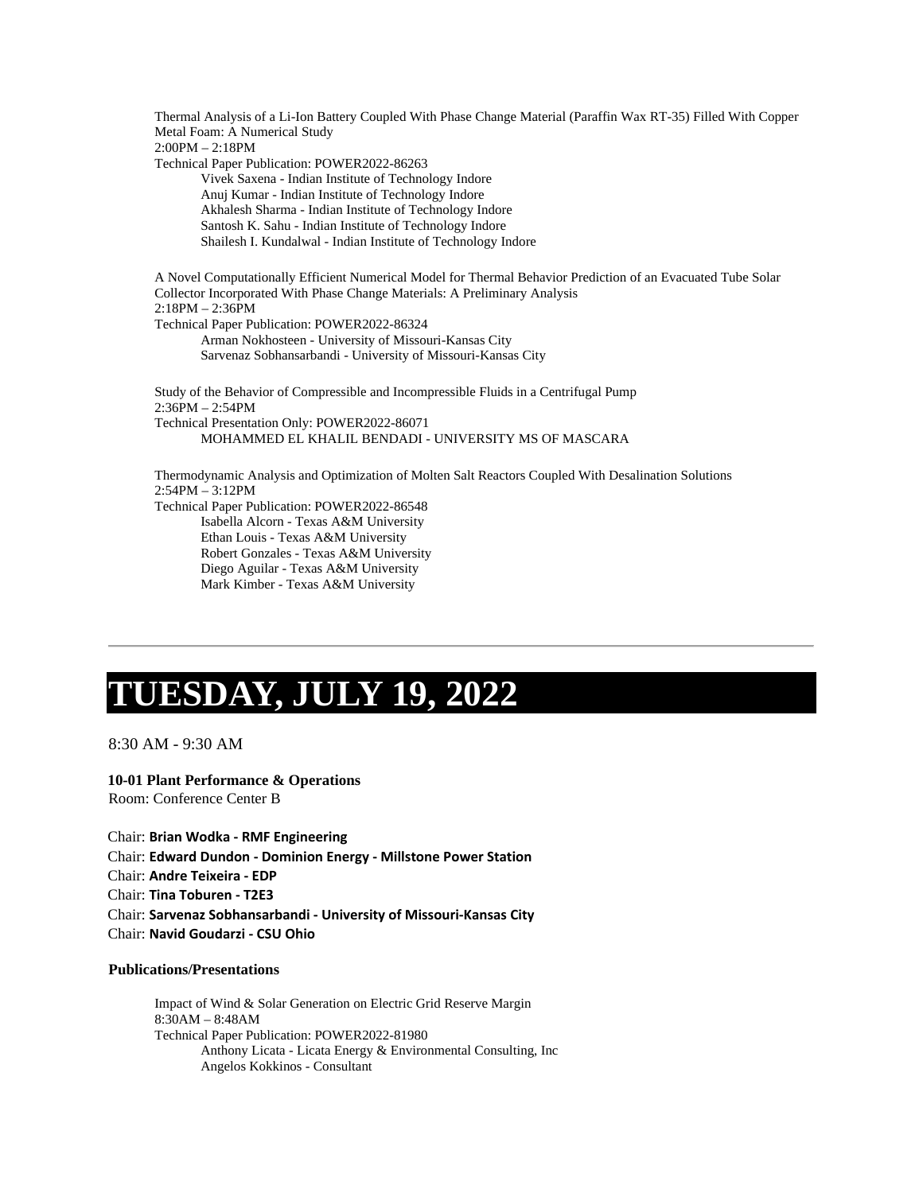Thermal Analysis of a Li-Ion Battery Coupled With Phase Change Material (Paraffin Wax RT-35) Filled With Copper Metal Foam: A Numerical Study
2:00PM – 2:18PM
Technical Paper Publication: POWER2022-86263
- Vivek Saxena - Indian Institute of Technology Indore
- Anuj Kumar - Indian Institute of Technology Indore
- Akhalesh Sharma - Indian Institute of Technology Indore
- Santosh K. Sahu - Indian Institute of Technology Indore
- Shailesh I. Kundalwal - Indian Institute of Technology Indore

A Novel Computationally Efficient Numerical Model for Thermal Behavior Prediction of an Evacuated Tube Solar Collector Incorporated With Phase Change Materials: A Preliminary Analysis
2:18PM – 2:36PM
Technical Paper Publication: POWER2022-86324
- Arman Nokhosteen - University of Missouri-Kansas City
- Sarvenaz Sobhansarbandi - University of Missouri-Kansas City

Study of the Behavior of Compressible and Incompressible Fluids in a Centrifugal Pump
2:36PM – 2:54PM
Technical Presentation Only: POWER2022-86071
- MOHAMMED EL KHALIL BENDADI - UNIVERSITY MS OF MASCARA

Thermodynamic Analysis and Optimization of Molten Salt Reactors Coupled With Desalination Solutions
2:54PM – 3:12PM
Technical Paper Publication: POWER2022-86548
- Isabella Alcorn - Texas A&M University
- Ethan Louis - Texas A&M University
- Robert Gonzales - Texas A&M University
- Diego Aguilar - Texas A&M University
- Mark Kimber - Texas A&M University

---

# TUESDAY, JULY 19, 2022

8:30 AM - 9:30 AM

**10-01 Plant Performance & Operations**
Room: Conference Center B

Chair: **Brian Wodka - RMF Engineering**
Chair: **Edward Dundon - Dominion Energy - Millstone Power Station**
Chair: **Andre Teixeira - EDP**
Chair: **Tina Toburen - T2E3**
Chair: **Sarvenaz Sobhansarbandi - University of Missouri-Kansas City**
Chair: **Navid Goudarzi - CSU Ohio**

**Publications/Presentations**

Impact of Wind & Solar Generation on Electric Grid Reserve Margin
8:30AM – 8:48AM
Technical Paper Publication: POWER2022-81980
- Anthony Licata - Licata Energy & Environmental Consulting, Inc
- Angelos Kokkinos - Consultant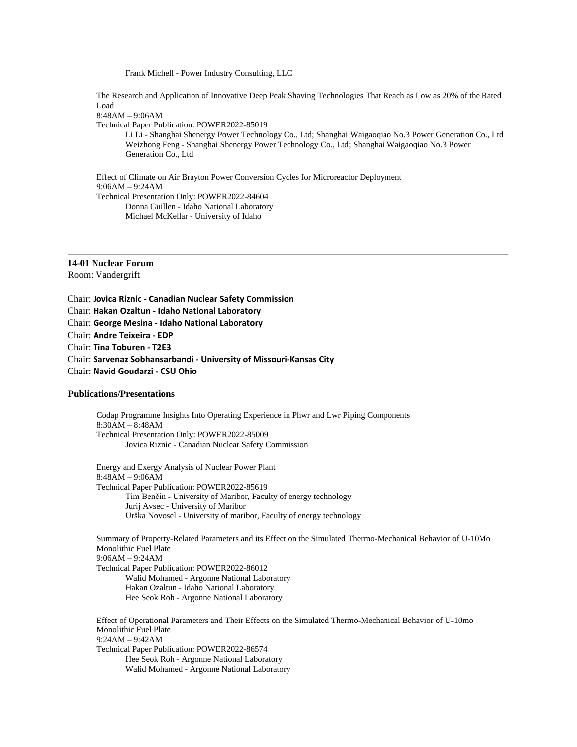Frank Michell - Power Industry Consulting, LLC

The Research and Application of Innovative Deep Peak Shaving Technologies That Reach as Low as 20% of the Rated Load
8:48AM – 9:06AM
Technical Paper Publication: POWER2022-85019

- Li Li - Shanghai Shenergy Power Technology Co., Ltd; Shanghai Waigaoqiao No.3 Power Generation Co., Ltd
- Weizhong Feng - Shanghai Shenergy Power Technology Co., Ltd; Shanghai Waigaoqiao No.3 Power Generation Co., Ltd

Effect of Climate on Air Brayton Power Conversion Cycles for Microreactor Deployment
9:06AM – 9:24AM
Technical Presentation Only: POWER2022-84604

- Donna Guillen - Idaho National Laboratory
- Michael McKellar - University of Idaho

---

## 14-01 Nuclear Forum

Room: Vandergrift

Chair: **Jovica Riznic - Canadian Nuclear Safety Commission**
Chair: **Hakan Ozaltun - Idaho National Laboratory**
Chair: **George Mesina - Idaho National Laboratory**
Chair: **Andre Teixeira - EDP**
Chair: **Tina Toburen - T2E3**
Chair: **Sarvenaz Sobhansarbandi - University of Missouri-Kansas City**
Chair: **Navid Goudarzi - CSU Ohio**

### Publications/Presentations

Codap Programme Insights Into Operating Experience in Phwr and Lwr Piping Components
8:30AM – 8:48AM
Technical Presentation Only: POWER2022-85009

- Jovica Riznic - Canadian Nuclear Safety Commission

Energy and Exergy Analysis of Nuclear Power Plant
8:48AM – 9:06AM
Technical Paper Publication: POWER2022-85619

- Tim Benčin - University of Maribor, Faculty of energy technology
- Jurij Avsec - University of Maribor
- Urška Novosel - University of maribor, Faculty of energy technology

Summary of Property-Related Parameters and its Effect on the Simulated Thermo-Mechanical Behavior of U-10Mo Monolithic Fuel Plate
9:06AM – 9:24AM
Technical Paper Publication: POWER2022-86012

- Walid Mohamed - Argonne National Laboratory
- Hakan Ozaltun - Idaho National Laboratory
- Hee Seok Roh - Argonne National Laboratory

Effect of Operational Parameters and Their Effects on the Simulated Thermo-Mechanical Behavior of U-10mo Monolithic Fuel Plate
9:24AM – 9:42AM
Technical Paper Publication: POWER2022-86574

- Hee Seok Roh - Argonne National Laboratory
- Walid Mohamed - Argonne National Laboratory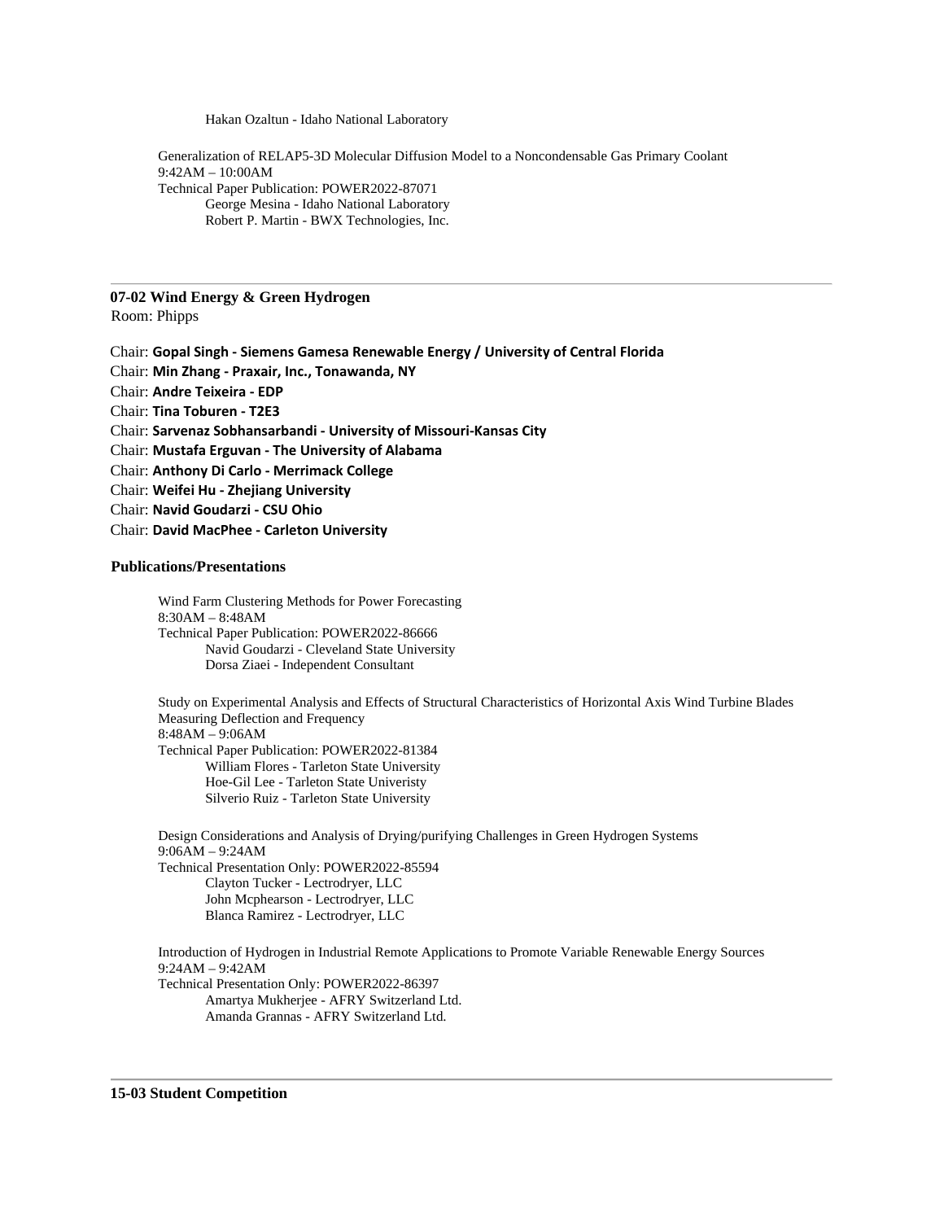Hakan Ozaltun - Idaho National Laboratory

Generalization of RELAP5-3D Molecular Diffusion Model to a Noncondensable Gas Primary Coolant
9:42AM – 10:00AM
Technical Paper Publication: POWER2022-87071
George Mesina - Idaho National Laboratory
Robert P. Martin - BWX Technologies, Inc.

---

## 07-02 Wind Energy & Green Hydrogen

Room: Phipps

Chair: **Gopal Singh - Siemens Gamesa Renewable Energy / University of Central Florida**
Chair: **Min Zhang - Praxair, Inc., Tonawanda, NY**
Chair: **Andre Teixeira - EDP**
Chair: **Tina Toburen - T2E3**
Chair: **Sarvenaz Sobhansarbandi - University of Missouri-Kansas City**
Chair: **Mustafa Erguvan - The University of Alabama**
Chair: **Anthony Di Carlo - Merrimack College**
Chair: **Weifei Hu - Zhejiang University**
Chair: **Navid Goudarzi - CSU Ohio**
Chair: **David MacPhee - Carleton University**

### Publications/Presentations

Wind Farm Clustering Methods for Power Forecasting
8:30AM – 8:48AM
Technical Paper Publication: POWER2022-86666
Navid Goudarzi - Cleveland State University
Dorsa Ziaei - Independent Consultant

Study on Experimental Analysis and Effects of Structural Characteristics of Horizontal Axis Wind Turbine Blades Measuring Deflection and Frequency
8:48AM – 9:06AM
Technical Paper Publication: POWER2022-81384
William Flores - Tarleton State University
Hoe-Gil Lee - Tarleton State Univeristy
Silverio Ruiz - Tarleton State University

Design Considerations and Analysis of Drying/purifying Challenges in Green Hydrogen Systems
9:06AM – 9:24AM
Technical Presentation Only: POWER2022-85594
Clayton Tucker - Lectrodryer, LLC
John Mcphearson - Lectrodryer, LLC
Blanca Ramirez - Lectrodryer, LLC

Introduction of Hydrogen in Industrial Remote Applications to Promote Variable Renewable Energy Sources
9:24AM – 9:42AM
Technical Presentation Only: POWER2022-86397
Amartya Mukherjee - AFRY Switzerland Ltd.
Amanda Grannas - AFRY Switzerland Ltd.

---

## 15-03 Student Competition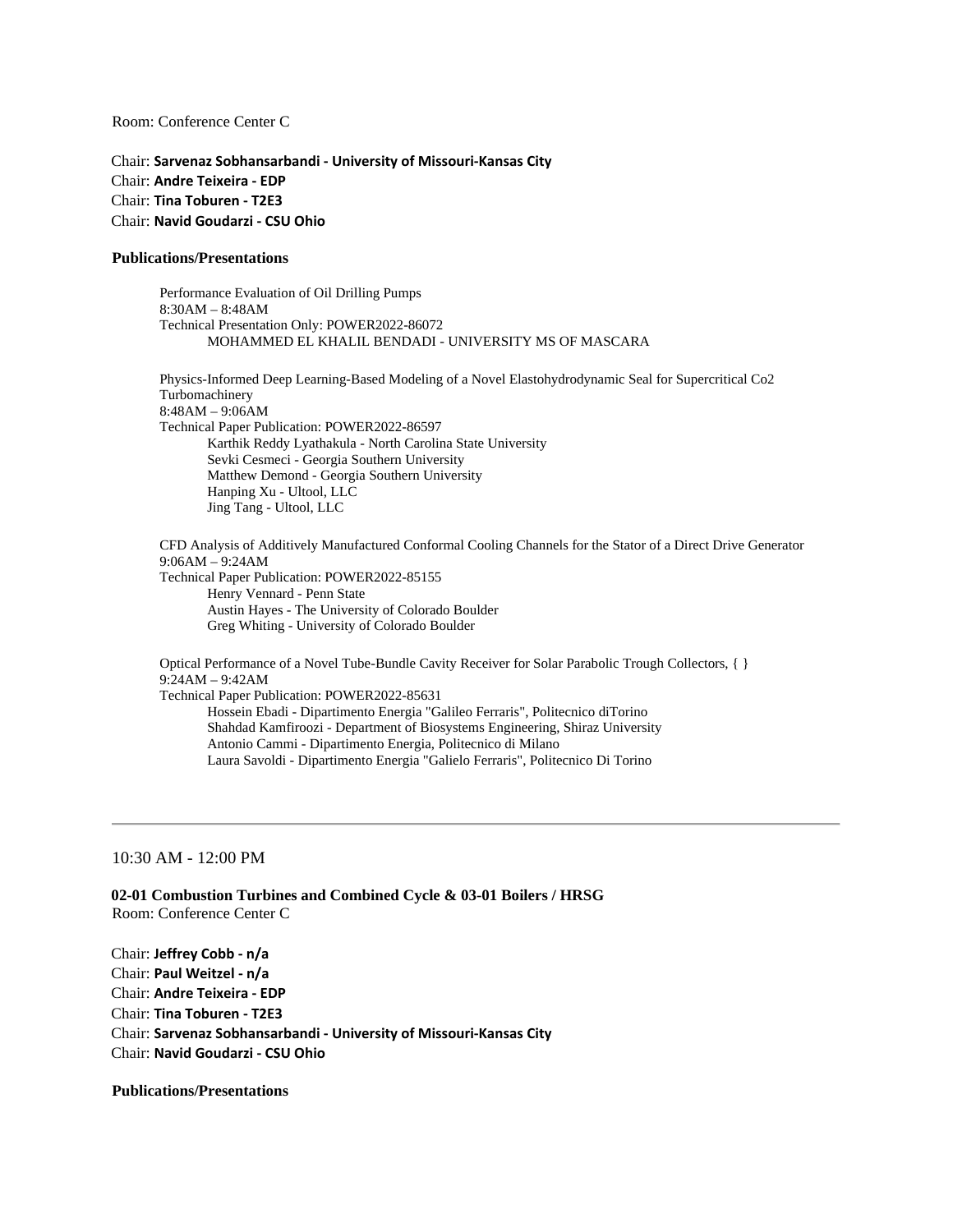Room: Conference Center C

Chair: **Sarvenaz Sobhansarbandi - University of Missouri-Kansas City**
Chair: **Andre Teixeira - EDP**
Chair: **Tina Toburen - T2E3**
Chair: **Navid Goudarzi - CSU Ohio**

**Publications/Presentations**

Performance Evaluation of Oil Drilling Pumps
8:30AM – 8:48AM
Technical Presentation Only: POWER2022-86072
MOHAMMED EL KHALIL BENDADI - UNIVERSITY MS OF MASCARA

Physics-Informed Deep Learning-Based Modeling of a Novel Elastohydrodynamic Seal for Supercritical Co2 Turbomachinery
8:48AM – 9:06AM
Technical Paper Publication: POWER2022-86597
Karthik Reddy Lyathakula - North Carolina State University
Sevki Cesmeci - Georgia Southern University
Matthew Demond - Georgia Southern University
Hanping Xu - Ultool, LLC
Jing Tang - Ultool, LLC

CFD Analysis of Additively Manufactured Conformal Cooling Channels for the Stator of a Direct Drive Generator
9:06AM – 9:24AM
Technical Paper Publication: POWER2022-85155
Henry Vennard - Penn State
Austin Hayes - The University of Colorado Boulder
Greg Whiting - University of Colorado Boulder

Optical Performance of a Novel Tube-Bundle Cavity Receiver for Solar Parabolic Trough Collectors, { }
9:24AM – 9:42AM
Technical Paper Publication: POWER2022-85631
Hossein Ebadi - Dipartimento Energia "Galileo Ferraris", Politecnico diTorino
Shahdad Kamfiroozi - Department of Biosystems Engineering, Shiraz University
Antonio Cammi - Dipartimento Energia, Politecnico di Milano
Laura Savoldi - Dipartimento Energia "Galielo Ferraris", Politecnico Di Torino

---

10:30 AM - 12:00 PM

**02-01 Combustion Turbines and Combined Cycle & 03-01 Boilers / HRSG**
Room: Conference Center C

Chair: **Jeffrey Cobb - n/a**
Chair: **Paul Weitzel - n/a**
Chair: **Andre Teixeira - EDP**
Chair: **Tina Toburen - T2E3**
Chair: **Sarvenaz Sobhansarbandi - University of Missouri-Kansas City**
Chair: **Navid Goudarzi - CSU Ohio**

**Publications/Presentations**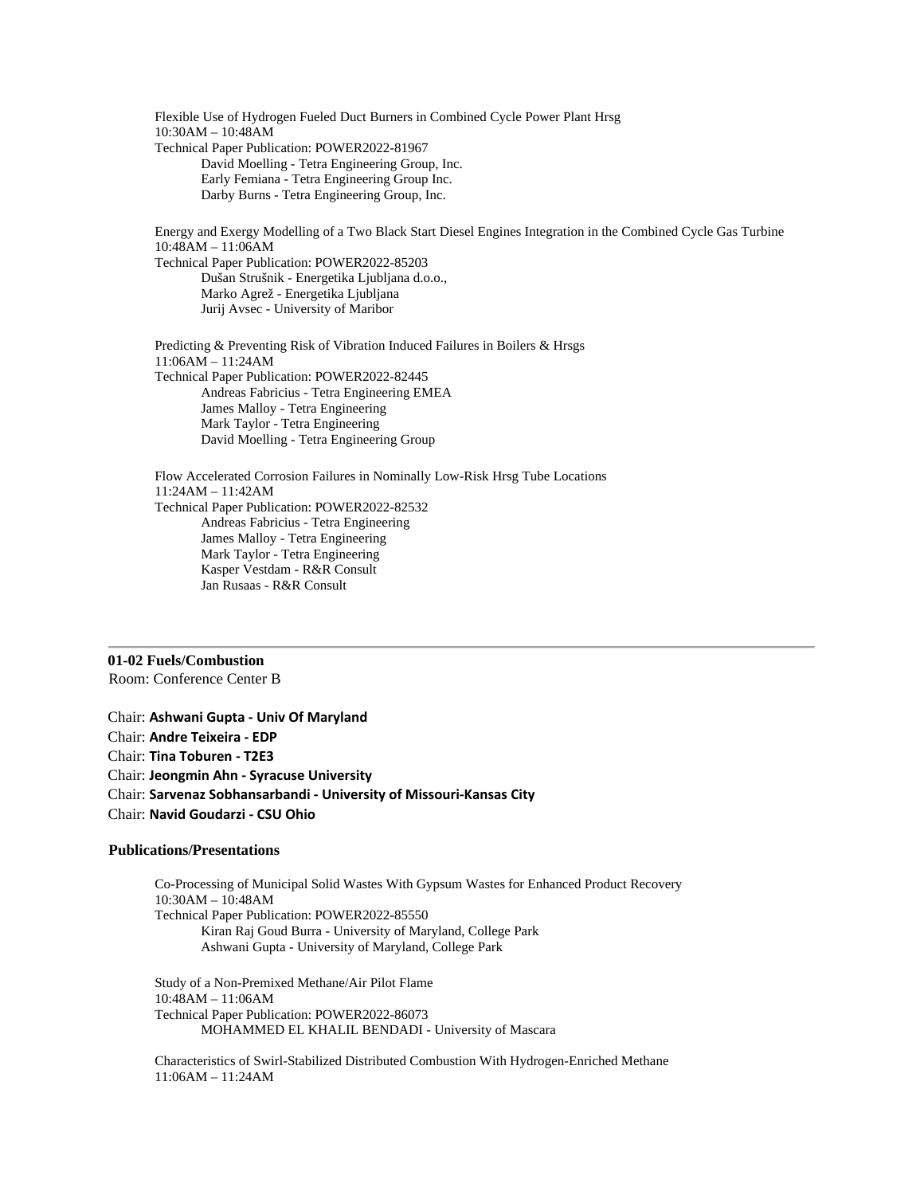Flexible Use of Hydrogen Fueled Duct Burners in Combined Cycle Power Plant Hrsg
10:30AM – 10:48AM
Technical Paper Publication: POWER2022-81967
- David Moelling - Tetra Engineering Group, Inc.
- Early Femiana - Tetra Engineering Group Inc.
- Darby Burns - Tetra Engineering Group, Inc.

Energy and Exergy Modelling of a Two Black Start Diesel Engines Integration in the Combined Cycle Gas Turbine
10:48AM – 11:06AM
Technical Paper Publication: POWER2022-85203
- Dušan Strušnik - Energetika Ljubljana d.o.o.,
- Marko Agrež - Energetika Ljubljana
- Jurij Avsec - University of Maribor

Predicting & Preventing Risk of Vibration Induced Failures in Boilers & Hrsgs
11:06AM – 11:24AM
Technical Paper Publication: POWER2022-82445
- Andreas Fabricius - Tetra Engineering EMEA
- James Malloy - Tetra Engineering
- Mark Taylor - Tetra Engineering
- David Moelling - Tetra Engineering Group

Flow Accelerated Corrosion Failures in Nominally Low-Risk Hrsg Tube Locations
11:24AM – 11:42AM
Technical Paper Publication: POWER2022-82532
- Andreas Fabricius - Tetra Engineering
- James Malloy - Tetra Engineering
- Mark Taylor - Tetra Engineering
- Kasper Vestdam - R&R Consult
- Jan Rusaas - R&R Consult

---

**01-02 Fuels/Combustion**
Room: Conference Center B

Chair: **Ashwani Gupta - Univ Of Maryland**
Chair: **Andre Teixeira - EDP**
Chair: **Tina Toburen - T2E3**
Chair: **Jeongmin Ahn - Syracuse University**
Chair: **Sarvenaz Sobhansarbandi - University of Missouri-Kansas City**
Chair: **Navid Goudarzi - CSU Ohio**

**Publications/Presentations**

Co-Processing of Municipal Solid Wastes With Gypsum Wastes for Enhanced Product Recovery
10:30AM – 10:48AM
Technical Paper Publication: POWER2022-85550
- Kiran Raj Goud Burra - University of Maryland, College Park
- Ashwani Gupta - University of Maryland, College Park

Study of a Non-Premixed Methane/Air Pilot Flame
10:48AM – 11:06AM
Technical Paper Publication: POWER2022-86073
- MOHAMMED EL KHALIL BENDADI - University of Mascara

Characteristics of Swirl-Stabilized Distributed Combustion With Hydrogen-Enriched Methane
11:06AM – 11:24AM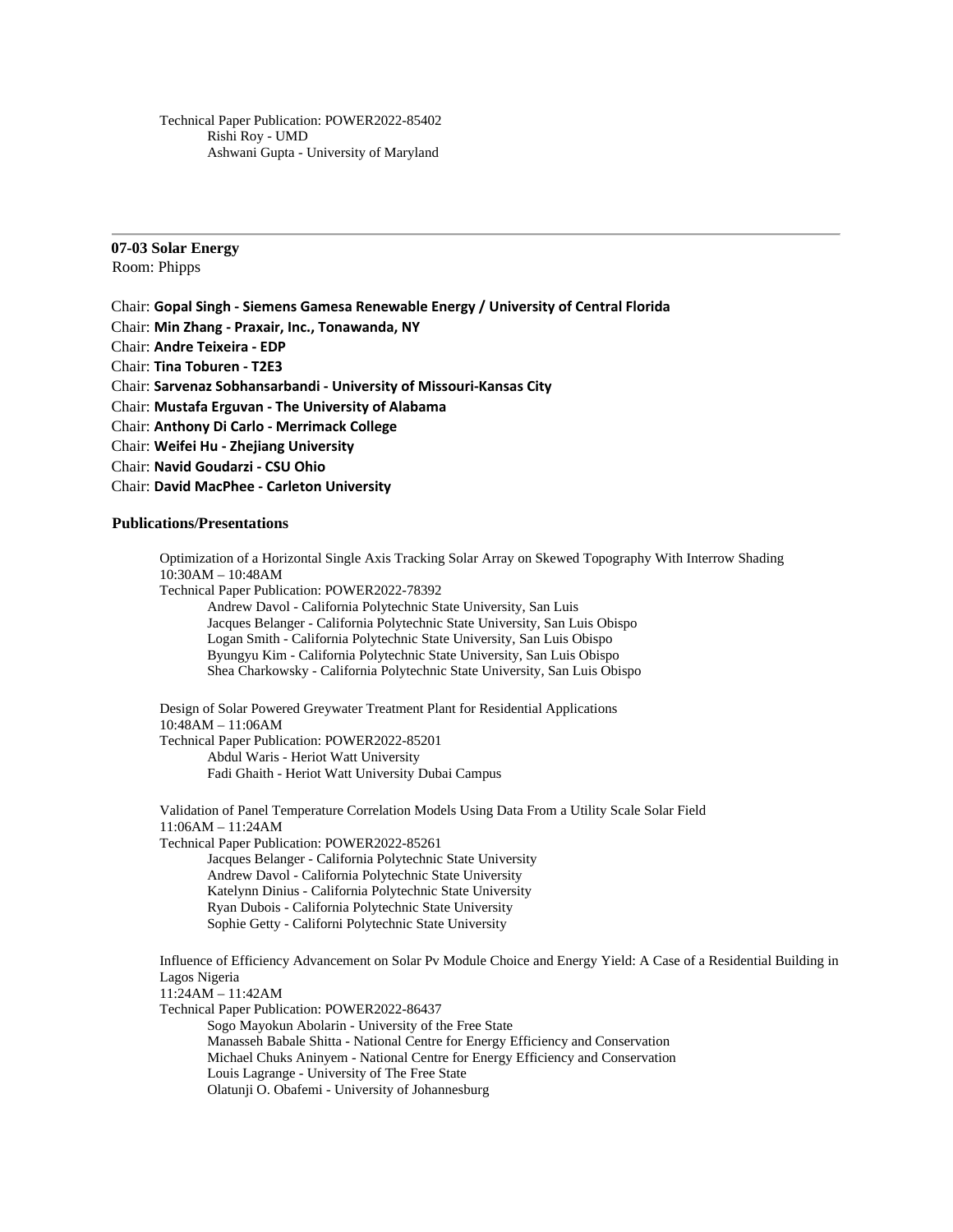Technical Paper Publication: POWER2022-85402

Rishi Roy - UMD

Ashwani Gupta - University of Maryland

---

**07-03 Solar Energy**

Room: Phipps

Chair: **Gopal Singh - Siemens Gamesa Renewable Energy / University of Central Florida**

Chair: **Min Zhang - Praxair, Inc., Tonawanda, NY**

Chair: **Andre Teixeira - EDP**

Chair: **Tina Toburen - T2E3**

Chair: **Sarvenaz Sobhansarbandi - University of Missouri-Kansas City**

Chair: **Mustafa Erguvan - The University of Alabama**

Chair: **Anthony Di Carlo - Merrimack College**

Chair: **Weifei Hu - Zhejiang University**

Chair: **Navid Goudarzi - CSU Ohio**

Chair: **David MacPhee - Carleton University**

**Publications/Presentations**

Optimization of a Horizontal Single Axis Tracking Solar Array on Skewed Topography With Interrow Shading

10:30AM – 10:48AM

Technical Paper Publication: POWER2022-78392

Andrew Davol - California Polytechnic State University, San Luis

Jacques Belanger - California Polytechnic State University, San Luis Obispo

Logan Smith - California Polytechnic State University, San Luis Obispo

Byungyu Kim - California Polytechnic State University, San Luis Obispo

Shea Charkowsky - California Polytechnic State University, San Luis Obispo

Design of Solar Powered Greywater Treatment Plant for Residential Applications

10:48AM – 11:06AM

Technical Paper Publication: POWER2022-85201

Abdul Waris - Heriot Watt University

Fadi Ghaith - Heriot Watt University Dubai Campus

Validation of Panel Temperature Correlation Models Using Data From a Utility Scale Solar Field

11:06AM – 11:24AM

Technical Paper Publication: POWER2022-85261

Jacques Belanger - California Polytechnic State University

Andrew Davol - California Polytechnic State University

Katelynn Dinius - California Polytechnic State University

Ryan Dubois - California Polytechnic State University

Sophie Getty - Californi Polytechnic State University

Influence of Efficiency Advancement on Solar Pv Module Choice and Energy Yield: A Case of a Residential Building in Lagos Nigeria

11:24AM – 11:42AM

Technical Paper Publication: POWER2022-86437

Sogo Mayokun Abolarin - University of the Free State

Manasseh Babale Shitta - National Centre for Energy Efficiency and Conservation

Michael Chuks Aninyem - National Centre for Energy Efficiency and Conservation

Louis Lagrange - University of The Free State

Olatunji O. Obafemi - University of Johannesburg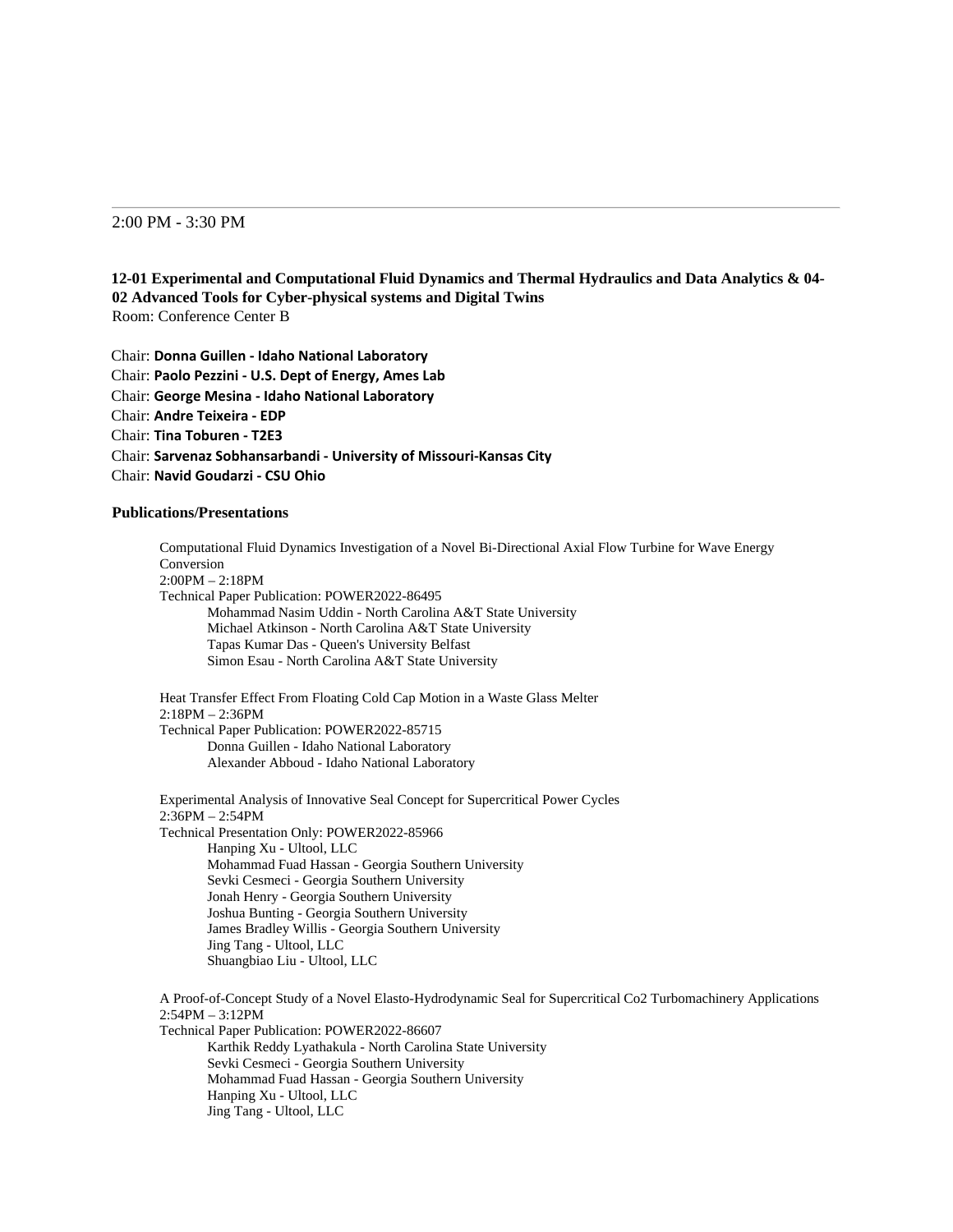---

2:00 PM - 3:30 PM

**12-01 Experimental and Computational Fluid Dynamics and Thermal Hydraulics and Data Analytics & 04-02 Advanced Tools for Cyber-physical systems and Digital Twins**
Room: Conference Center B

Chair: **Donna Guillen - Idaho National Laboratory**
Chair: **Paolo Pezzini - U.S. Dept of Energy, Ames Lab**
Chair: **George Mesina - Idaho National Laboratory**
Chair: **Andre Teixeira - EDP**
Chair: **Tina Toburen - T2E3**
Chair: **Sarvenaz Sobhansarbandi - University of Missouri-Kansas City**
Chair: **Navid Goudarzi - CSU Ohio**

**Publications/Presentations**

Computational Fluid Dynamics Investigation of a Novel Bi-Directional Axial Flow Turbine for Wave Energy Conversion
2:00PM – 2:18PM
Technical Paper Publication: POWER2022-86495
- Mohammad Nasim Uddin - North Carolina A&T State University
- Michael Atkinson - North Carolina A&T State University
- Tapas Kumar Das - Queen's University Belfast
- Simon Esau - North Carolina A&T State University

Heat Transfer Effect From Floating Cold Cap Motion in a Waste Glass Melter
2:18PM – 2:36PM
Technical Paper Publication: POWER2022-85715
- Donna Guillen - Idaho National Laboratory
- Alexander Abboud - Idaho National Laboratory

Experimental Analysis of Innovative Seal Concept for Supercritical Power Cycles
2:36PM – 2:54PM
Technical Presentation Only: POWER2022-85966
- Hanping Xu - Ultool, LLC
- Mohammad Fuad Hassan - Georgia Southern University
- Sevki Cesmeci - Georgia Southern University
- Jonah Henry - Georgia Southern University
- Joshua Bunting - Georgia Southern University
- James Bradley Willis - Georgia Southern University
- Jing Tang - Ultool, LLC
- Shuangbiao Liu - Ultool, LLC

A Proof-of-Concept Study of a Novel Elasto-Hydrodynamic Seal for Supercritical Co2 Turbomachinery Applications
2:54PM – 3:12PM
Technical Paper Publication: POWER2022-86607
- Karthik Reddy Lyathakula - North Carolina State University
- Sevki Cesmeci - Georgia Southern University
- Mohammad Fuad Hassan - Georgia Southern University
- Hanping Xu - Ultool, LLC
- Jing Tang - Ultool, LLC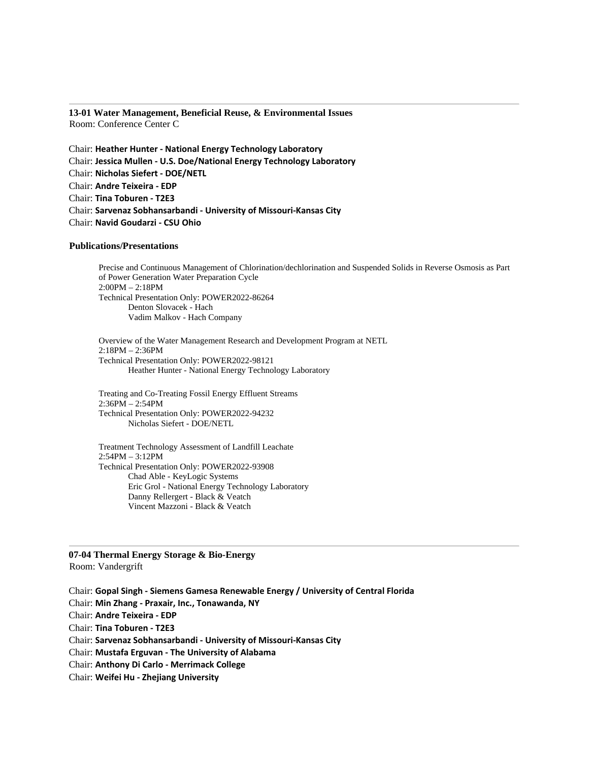---

### 13-01 Water Management, Beneficial Reuse, & Environmental Issues

Room: Conference Center C

Chair: **Heather Hunter - National Energy Technology Laboratory**
Chair: **Jessica Mullen - U.S. Doe/National Energy Technology Laboratory**
Chair: **Nicholas Siefert - DOE/NETL**
Chair: **Andre Teixeira - EDP**
Chair: **Tina Toburen - T2E3**
Chair: **Sarvenaz Sobhansarbandi - University of Missouri-Kansas City**
Chair: **Navid Goudarzi - CSU Ohio**

#### Publications/Presentations

Precise and Continuous Management of Chlorination/dechlorination and Suspended Solids in Reverse Osmosis as Part of Power Generation Water Preparation Cycle
2:00PM – 2:18PM
Technical Presentation Only: POWER2022-86264
- Denton Slovacek - Hach
- Vadim Malkov - Hach Company

Overview of the Water Management Research and Development Program at NETL
2:18PM – 2:36PM
Technical Presentation Only: POWER2022-98121
- Heather Hunter - National Energy Technology Laboratory

Treating and Co-Treating Fossil Energy Effluent Streams
2:36PM – 2:54PM
Technical Presentation Only: POWER2022-94232
- Nicholas Siefert - DOE/NETL

Treatment Technology Assessment of Landfill Leachate
2:54PM – 3:12PM
Technical Presentation Only: POWER2022-93908
- Chad Able - KeyLogic Systems
- Eric Grol - National Energy Technology Laboratory
- Danny Rellergert - Black & Veatch
- Vincent Mazzoni - Black & Veatch

---

### 07-04 Thermal Energy Storage & Bio-Energy

Room: Vandergrift

Chair: **Gopal Singh - Siemens Gamesa Renewable Energy / University of Central Florida**
Chair: **Min Zhang - Praxair, Inc., Tonawanda, NY**
Chair: **Andre Teixeira - EDP**
Chair: **Tina Toburen - T2E3**
Chair: **Sarvenaz Sobhansarbandi - University of Missouri-Kansas City**
Chair: **Mustafa Erguvan - The University of Alabama**
Chair: **Anthony Di Carlo - Merrimack College**
Chair: **Weifei Hu - Zhejiang University**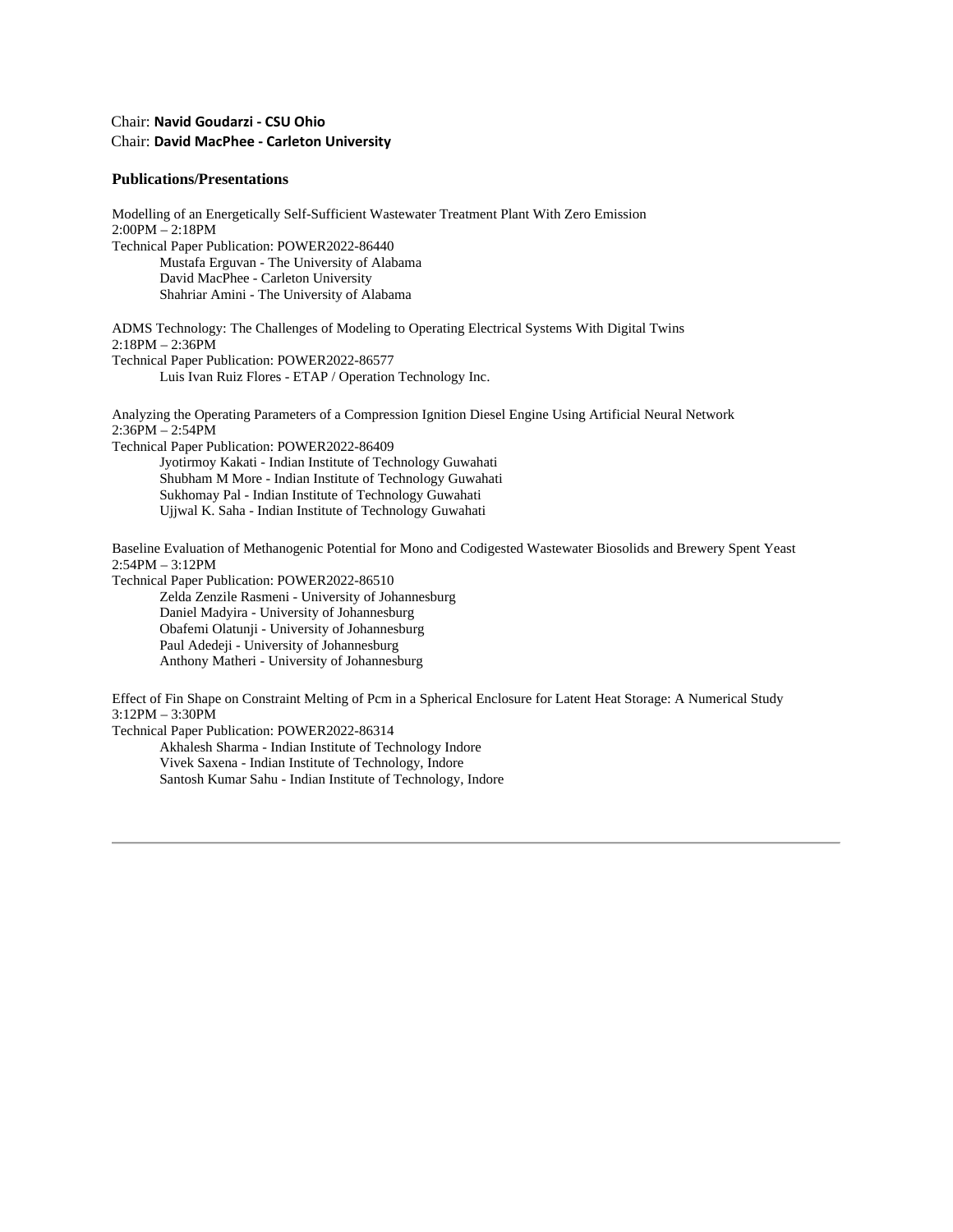Chair: **Navid Goudarzi - CSU Ohio**
Chair: **David MacPhee - Carleton University**

### Publications/Presentations

Modelling of an Energetically Self-Sufficient Wastewater Treatment Plant With Zero Emission
2:00PM – 2:18PM
Technical Paper Publication: POWER2022-86440

- Mustafa Erguvan - The University of Alabama
- David MacPhee - Carleton University
- Shahriar Amini - The University of Alabama

ADMS Technology: The Challenges of Modeling to Operating Electrical Systems With Digital Twins
2:18PM – 2:36PM
Technical Paper Publication: POWER2022-86577

- Luis Ivan Ruiz Flores - ETAP / Operation Technology Inc.

Analyzing the Operating Parameters of a Compression Ignition Diesel Engine Using Artificial Neural Network
2:36PM – 2:54PM
Technical Paper Publication: POWER2022-86409

- Jyotirmoy Kakati - Indian Institute of Technology Guwahati
- Shubham M More - Indian Institute of Technology Guwahati
- Sukhomay Pal - Indian Institute of Technology Guwahati
- Ujjwal K. Saha - Indian Institute of Technology Guwahati

Baseline Evaluation of Methanogenic Potential for Mono and Codigested Wastewater Biosolids and Brewery Spent Yeast
2:54PM – 3:12PM
Technical Paper Publication: POWER2022-86510

- Zelda Zenzile Rasmeni - University of Johannesburg
- Daniel Madyira - University of Johannesburg
- Obafemi Olatunji - University of Johannesburg
- Paul Adedeji - University of Johannesburg
- Anthony Matheri - University of Johannesburg

Effect of Fin Shape on Constraint Melting of Pcm in a Spherical Enclosure for Latent Heat Storage: A Numerical Study
3:12PM – 3:30PM
Technical Paper Publication: POWER2022-86314

- Akhalesh Sharma - Indian Institute of Technology Indore
- Vivek Saxena - Indian Institute of Technology, Indore
- Santosh Kumar Sahu - Indian Institute of Technology, Indore

---